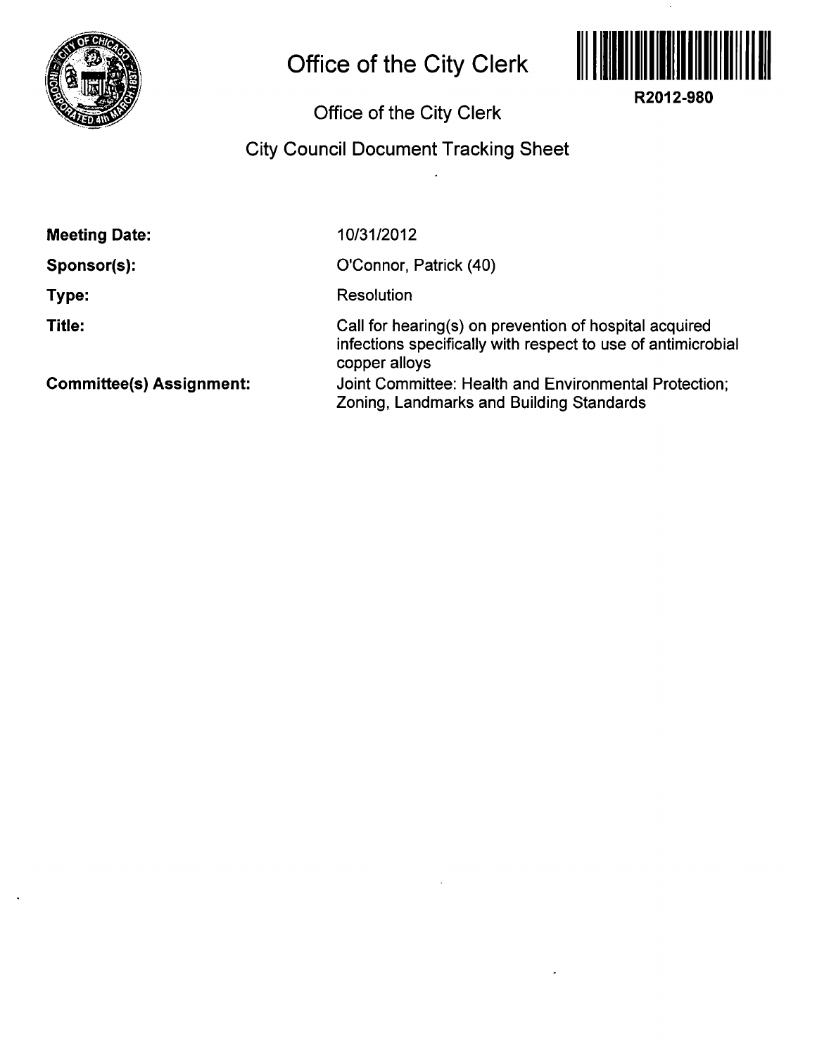# Office of the City Clerk

R2012-980

## Office of the City Clerk

## City Council Document Tracking Sheet

**Meeting Date:** 10/31/2012

**Sponsor(s):** O'Connor, Patrick (40)

**Type:** Resolution

**Title:** Call for hearing(s) on prevention of hospital acquired infections specifically with respect to use of antimicrobial copper alloys

**Committee(s) Assignment:** Joint Committee: Health and Environmental Protection; Zoning, Landmarks and Building Standards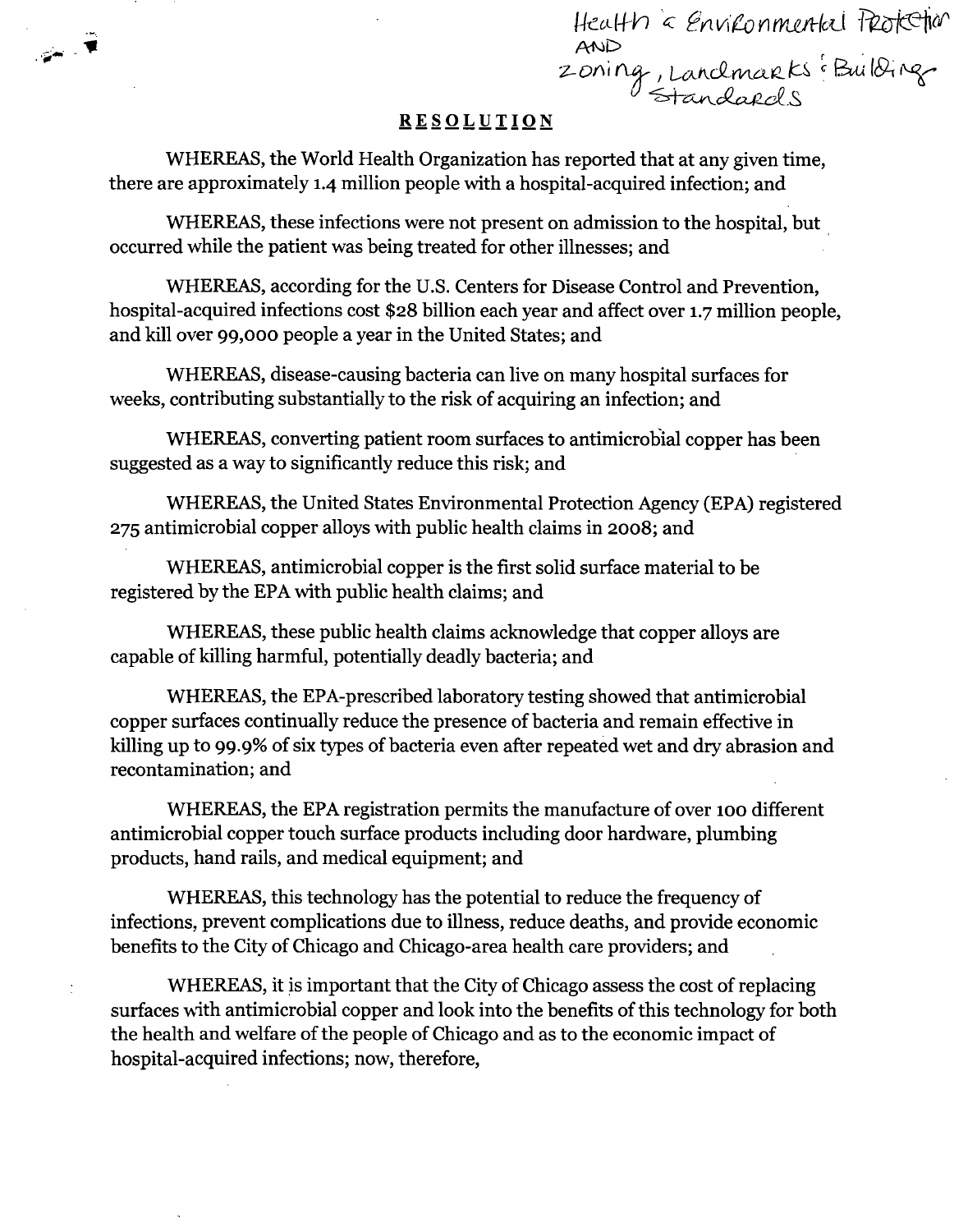Health & Environmental Protection
AND
Zoning, Landmarks & Building Standards

## RESOLUTION

WHEREAS, the World Health Organization has reported that at any given time, there are approximately 1.4 million people with a hospital-acquired infection; and

WHEREAS, these infections were not present on admission to the hospital, but occurred while the patient was being treated for other illnesses; and

WHEREAS, according for the U.S. Centers for Disease Control and Prevention, hospital-acquired infections cost $28 billion each year and affect over 1.7 million people, and kill over 99,000 people a year in the United States; and

WHEREAS, disease-causing bacteria can live on many hospital surfaces for weeks, contributing substantially to the risk of acquiring an infection; and

WHEREAS, converting patient room surfaces to antimicrobial copper has been suggested as a way to significantly reduce this risk; and

WHEREAS, the United States Environmental Protection Agency (EPA) registered 275 antimicrobial copper alloys with public health claims in 2008; and

WHEREAS, antimicrobial copper is the first solid surface material to be registered by the EPA with public health claims; and

WHEREAS, these public health claims acknowledge that copper alloys are capable of killing harmful, potentially deadly bacteria; and

WHEREAS, the EPA-prescribed laboratory testing showed that antimicrobial copper surfaces continually reduce the presence of bacteria and remain effective in killing up to 99.9% of six types of bacteria even after repeated wet and dry abrasion and recontamination; and

WHEREAS, the EPA registration permits the manufacture of over 100 different antimicrobial copper touch surface products including door hardware, plumbing products, hand rails, and medical equipment; and

WHEREAS, this technology has the potential to reduce the frequency of infections, prevent complications due to illness, reduce deaths, and provide economic benefits to the City of Chicago and Chicago-area health care providers; and

WHEREAS, it is important that the City of Chicago assess the cost of replacing surfaces with antimicrobial copper and look into the benefits of this technology for both the health and welfare of the people of Chicago and as to the economic impact of hospital-acquired infections; now, therefore,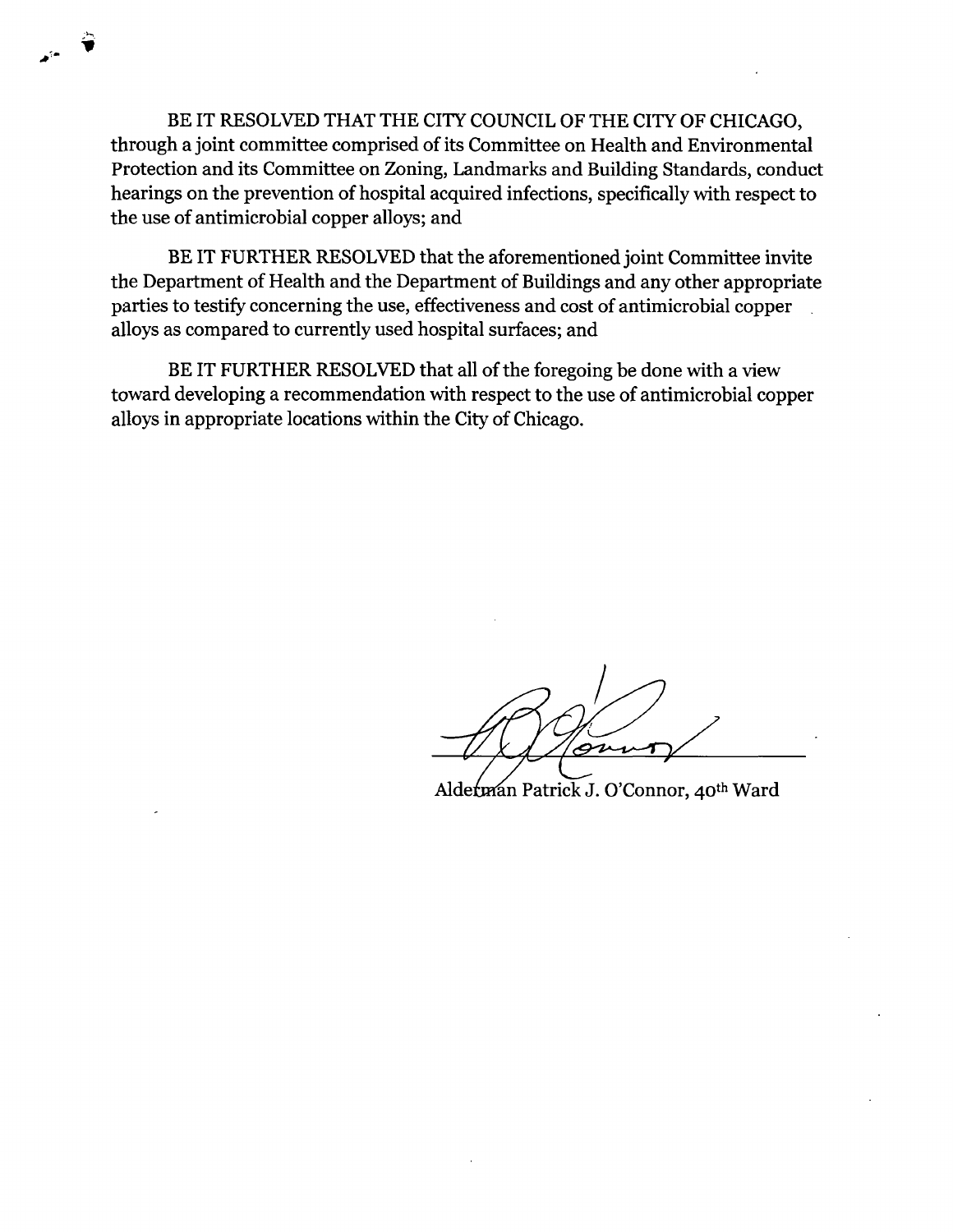BE IT RESOLVED THAT THE CITY COUNCIL OF THE CITY OF CHICAGO, through a joint committee comprised of its Committee on Health and Environmental Protection and its Committee on Zoning, Landmarks and Building Standards, conduct hearings on the prevention of hospital acquired infections, specifically with respect to the use of antimicrobial copper alloys; and

BE IT FURTHER RESOLVED that the aforementioned joint Committee invite the Department of Health and the Department of Buildings and any other appropriate parties to testify concerning the use, effectiveness and cost of antimicrobial copper alloys as compared to currently used hospital surfaces; and

BE IT FURTHER RESOLVED that all of the foregoing be done with a view toward developing a recommendation with respect to the use of antimicrobial copper alloys in appropriate locations within the City of Chicago.

Alderman Patrick J. O'Connor, 40th Ward